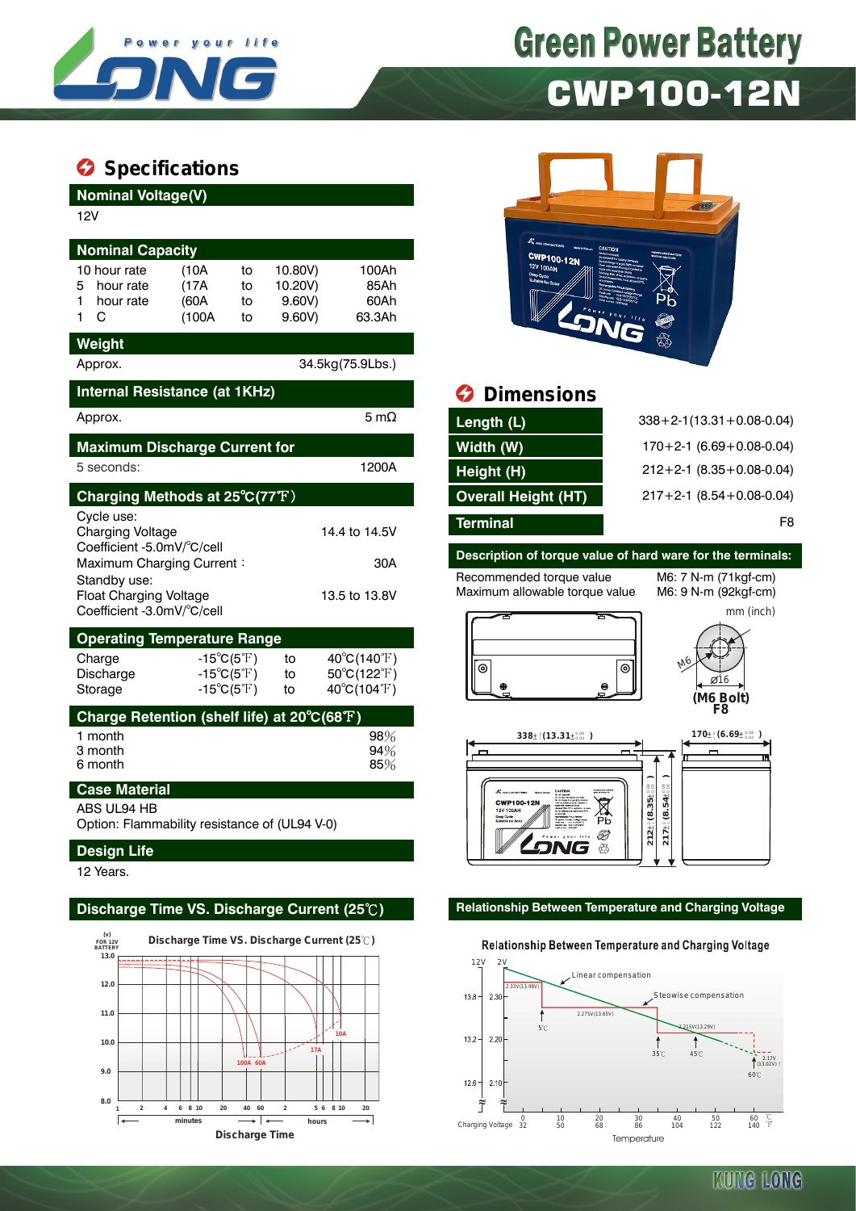# Green Power Battery

# CWP100-12N

## Specifications

### Nominal Voltage(V)

12V

### Nominal Capacity

| | | | | |
|---|---|---|---|---|
| 10 hour rate | (10A | to | 10.80V) | 100Ah |
| 5 hour rate | (17A | to | 10.20V) | 85Ah |
| 1 hour rate | (60A | to | 9.60V) | 60Ah |
| 1 C | (100A | to | 9.60V) | 63.3Ah |

### Weight

Approx. 34.5kg(75.9Lbs.)

### Internal Resistance (at 1KHz)

Approx. 5 mΩ

### Maximum Discharge Current for

5 seconds: 1200A

### Charging Methods at 25℃(77℉)

Cycle use:
Charging Voltage 14.4 to 14.5V
Coefficient -5.0mV/℃/cell
Maximum Charging Current： 30A
Standby use:
Float Charging Voltage 13.5 to 13.8V
Coefficient -3.0mV/℃/cell

### Operating Temperature Range

| | | | |
|---|---|---|---|
| Charge | -15℃(5℉) | to | 40℃(140℉) |
| Discharge | -15℃(5℉) | to | 50℃(122℉) |
| Storage | -15℃(5℉) | to | 40℃(104℉) |

### Charge Retention (shelf life) at 20℃(68℉)

| | |
|---|---|
| 1 month | 98% |
| 3 month | 94% |
| 6 month | 85% |

### Case Material

ABS UL94 HB
Option: Flammability resistance of (UL94 V-0)

### Design Life

12 Years.

### Discharge Time VS. Discharge Current (25℃)

## Dimensions

| | |
|---|---|
| Length (L) | 338+2-1(13.31+0.08-0.04) |
| Width (W) | 170+2-1 (6.69+0.08-0.04) |
| Height (H) | 212+2-1 (8.35+0.08-0.04) |
| Overall Height (HT) | 217+2-1 (8.54+0.08-0.04) |
| Terminal | F8 |

### Description of torque value of hard ware for the terminals:

Recommended torque value M6: 7 N-m (71kgf-cm)
Maximum allowable torque value M6: 9 N-m (92kgf-cm)

mm (inch)

### Relationship Between Temperature and Charging Voltage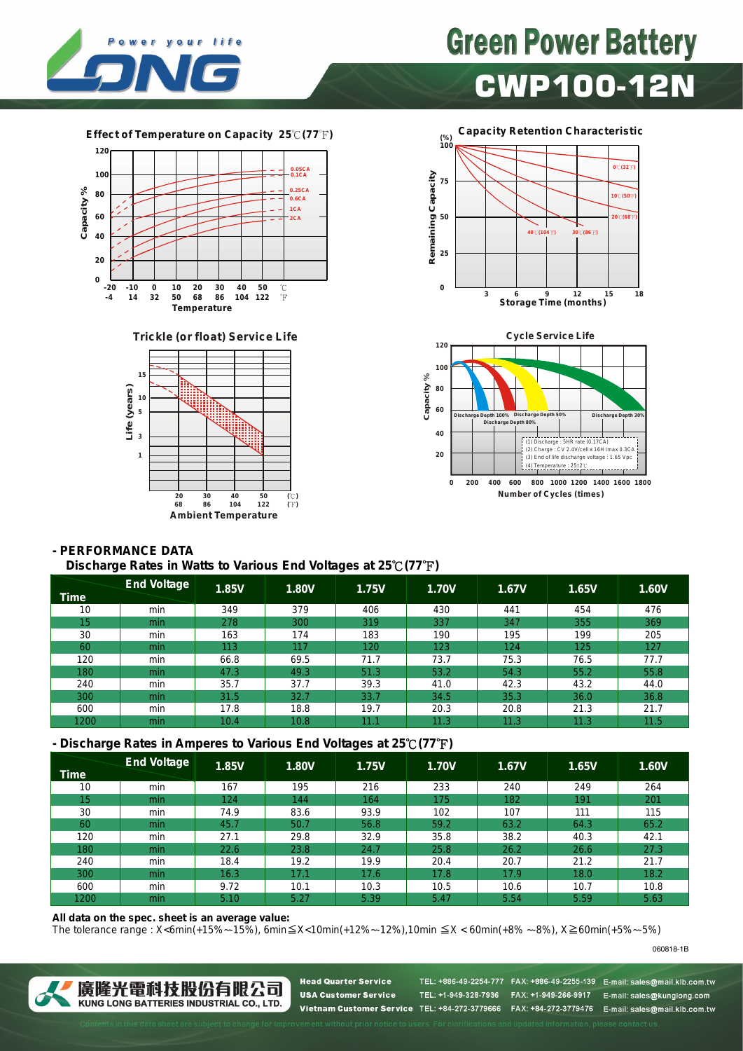# Green Power Battery

## CWP100-12N

Power your life

LONG

### Effect of Temperature on Capacity 25℃(77℉)

Capacity %

120
100
80
60
40
20
0

0.05CA
0.1CA
0.25CA
0.6CA
1CA
2CA

-20 -10 0 10 20 30 40 50 ℃
-4 14 32 50 68 86 104 122 ℉

Temperature

### Capacity Retention Characteristic

Remaining Capacity (%)

100
75
50
25
0

0℃(32℉)
10℃(50℉)
20℃(68℉)
40℃(104℉)
30℃(86℉)

3 6 9 12 15 18

Storage Time (months)

### Trickle (or float) Service Life

Life (years)

15
10
5
3
1

20 30 40 50 (℃)
68 86 104 122 (℉)

Ambient Temperature

### Cycle Service Life

Capacity %

120
100
80
60
40
20

Discharge Depth 100%
Discharge Depth 50%
Discharge Depth 80%
Discharge Depth 30%

(1) Discharge : 5HR rate (0.17CA)
(2) Charge : CV 2.4V/cell＊16H Imax 0.3CA
(3) End of life discharge voltage : 1.65 Vpc
(4) Temperature : 25±2℃

0 200 400 600 800 1000 1200 1400 1600 1800

Number of Cycles (times)

## - PERFORMANCE DATA

### Discharge Rates in Watts to Various End Voltages at 25℃(77℉)

| Time | End Voltage | 1.85V | 1.80V | 1.75V | 1.70V | 1.67V | 1.65V | 1.60V |
|---|---|---|---|---|---|---|---|---|
| 10 | min | 349 | 379 | 406 | 430 | 441 | 454 | 476 |
| 15 | min | 278 | 300 | 319 | 337 | 347 | 355 | 369 |
| 30 | min | 163 | 174 | 183 | 190 | 195 | 199 | 205 |
| 60 | min | 113 | 117 | 120 | 123 | 124 | 125 | 127 |
| 120 | min | 66.8 | 69.5 | 71.7 | 73.7 | 75.3 | 76.5 | 77.7 |
| 180 | min | 47.3 | 49.3 | 51.3 | 53.2 | 54.3 | 55.2 | 55.8 |
| 240 | min | 35.7 | 37.7 | 39.3 | 41.0 | 42.3 | 43.2 | 44.0 |
| 300 | min | 31.5 | 32.7 | 33.7 | 34.5 | 35.3 | 36.0 | 36.8 |
| 600 | min | 17.8 | 18.8 | 19.7 | 20.3 | 20.8 | 21.3 | 21.7 |
| 1200 | min | 10.4 | 10.8 | 11.1 | 11.3 | 11.3 | 11.3 | 11.5 |

### - Discharge Rates in Amperes to Various End Voltages at 25℃(77℉)

| Time | End Voltage | 1.85V | 1.80V | 1.75V | 1.70V | 1.67V | 1.65V | 1.60V |
|---|---|---|---|---|---|---|---|---|
| 10 | min | 167 | 195 | 216 | 233 | 240 | 249 | 264 |
| 15 | min | 124 | 144 | 164 | 175 | 182 | 191 | 201 |
| 30 | min | 74.9 | 83.6 | 93.9 | 102 | 107 | 111 | 115 |
| 60 | min | 45.7 | 50.7 | 56.8 | 59.2 | 63.2 | 64.3 | 65.2 |
| 120 | min | 27.1 | 29.8 | 32.9 | 35.8 | 38.2 | 40.3 | 42.1 |
| 180 | min | 22.6 | 23.8 | 24.7 | 25.8 | 26.2 | 26.6 | 27.3 |
| 240 | min | 18.4 | 19.2 | 19.9 | 20.4 | 20.7 | 21.2 | 21.7 |
| 300 | min | 16.3 | 17.1 | 17.6 | 17.8 | 17.9 | 18.0 | 18.2 |
| 600 | min | 9.72 | 10.1 | 10.3 | 10.5 | 10.6 | 10.7 | 10.8 |
| 1200 | min | 5.10 | 5.27 | 5.39 | 5.47 | 5.54 | 5.59 | 5.63 |

**All data on the spec. sheet is an average value:**
The tolerance range : X<6min(+15%～15%), 6min≦X<10min(+12%～12%),10min ≦X < 60min(+8% ～8%), X≧60min(+5%～5%)

060818-1B

廣隆光電科技股份有限公司
KUNG LONG BATTERIES INDUSTRIAL CO., LTD.

| | | | |
|---|---|---|---|
| Head Quarter Service | TEL: +886-49-2254-777 | FAX: +886-49-2255-139 | E-mail: sales@mail.klb.com.tw |
| USA Customer Service | TEL: +1-949-328-7936 | FAX: +1-949-266-9917 | E-mail: sales@kunglong.com |
| Vietnam Customer Service | TEL: +84-272-3779666 | FAX: +84-272-3779476 | E-mail: sales@mail.klb.com.tw |

Contents in this data sheet are subject to change for improvement without prior notice to users. For clarifications and updated information, please contact us.